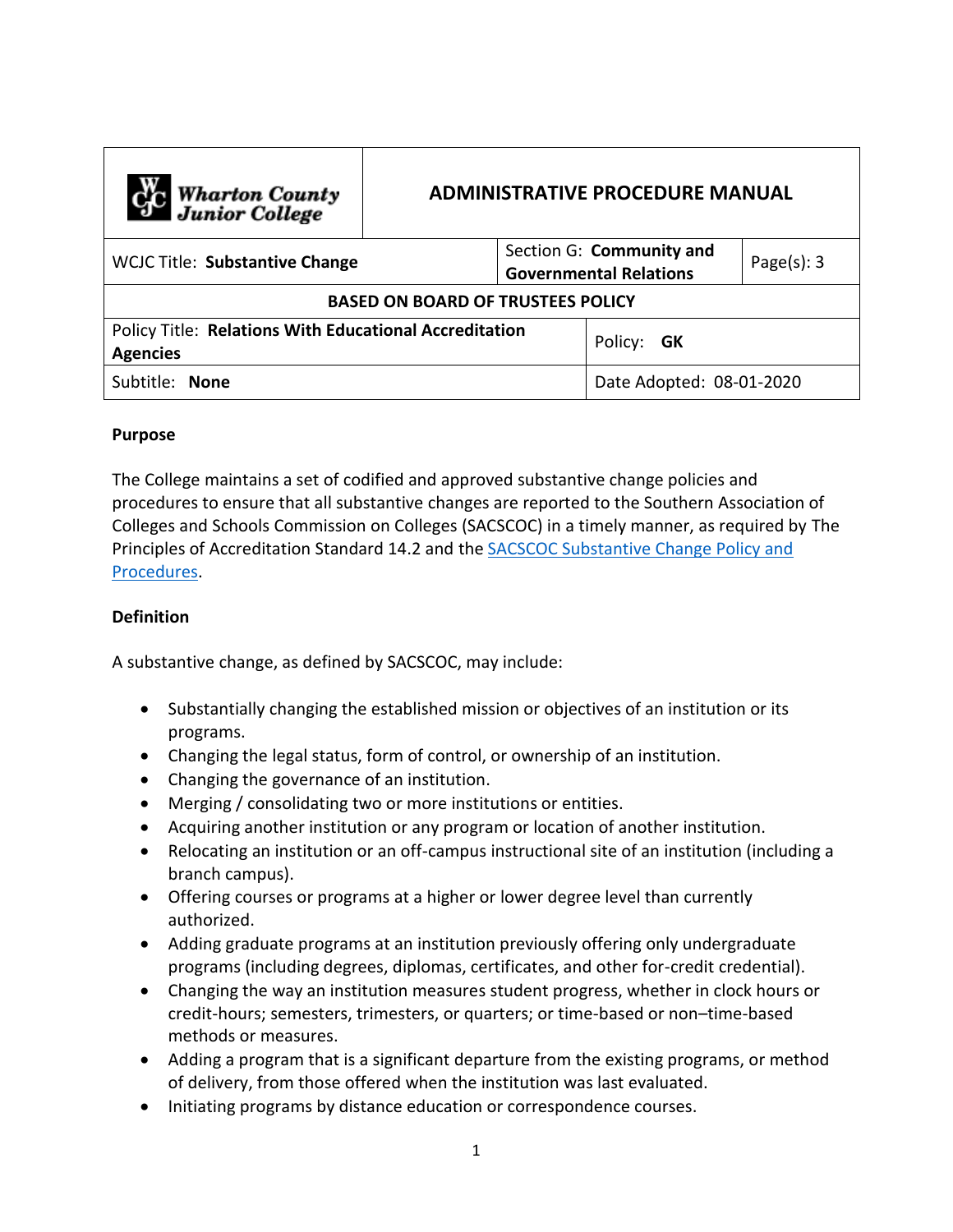| Wharton County Junior College | ADMINISTRATIVE PROCEDURE MANUAL | | |
|---|---|---|---|
| WCJC Title: **Substantive Change** | Section G: **Community and Governmental Relations** | | Page(s): 3 |
| **BASED ON BOARD OF TRUSTEES POLICY** | | | |
| Policy Title: **Relations With Educational Accreditation Agencies** | | Policy: **GK** | |
| Subtitle: **None** | | Date Adopted: 08-01-2020 | |

**Purpose**

The College maintains a set of codified and approved substantive change policies and procedures to ensure that all substantive changes are reported to the Southern Association of Colleges and Schools Commission on Colleges (SACSCOC) in a timely manner, as required by The Principles of Accreditation Standard 14.2 and the SACSCOC Substantive Change Policy and Procedures.

**Definition**

A substantive change, as defined by SACSCOC, may include:

- Substantially changing the established mission or objectives of an institution or its programs.
- Changing the legal status, form of control, or ownership of an institution.
- Changing the governance of an institution.
- Merging / consolidating two or more institutions or entities.
- Acquiring another institution or any program or location of another institution.
- Relocating an institution or an off-campus instructional site of an institution (including a branch campus).
- Offering courses or programs at a higher or lower degree level than currently authorized.
- Adding graduate programs at an institution previously offering only undergraduate programs (including degrees, diplomas, certificates, and other for-credit credential).
- Changing the way an institution measures student progress, whether in clock hours or credit-hours; semesters, trimesters, or quarters; or time-based or non–time-based methods or measures.
- Adding a program that is a significant departure from the existing programs, or method of delivery, from those offered when the institution was last evaluated.
- Initiating programs by distance education or correspondence courses.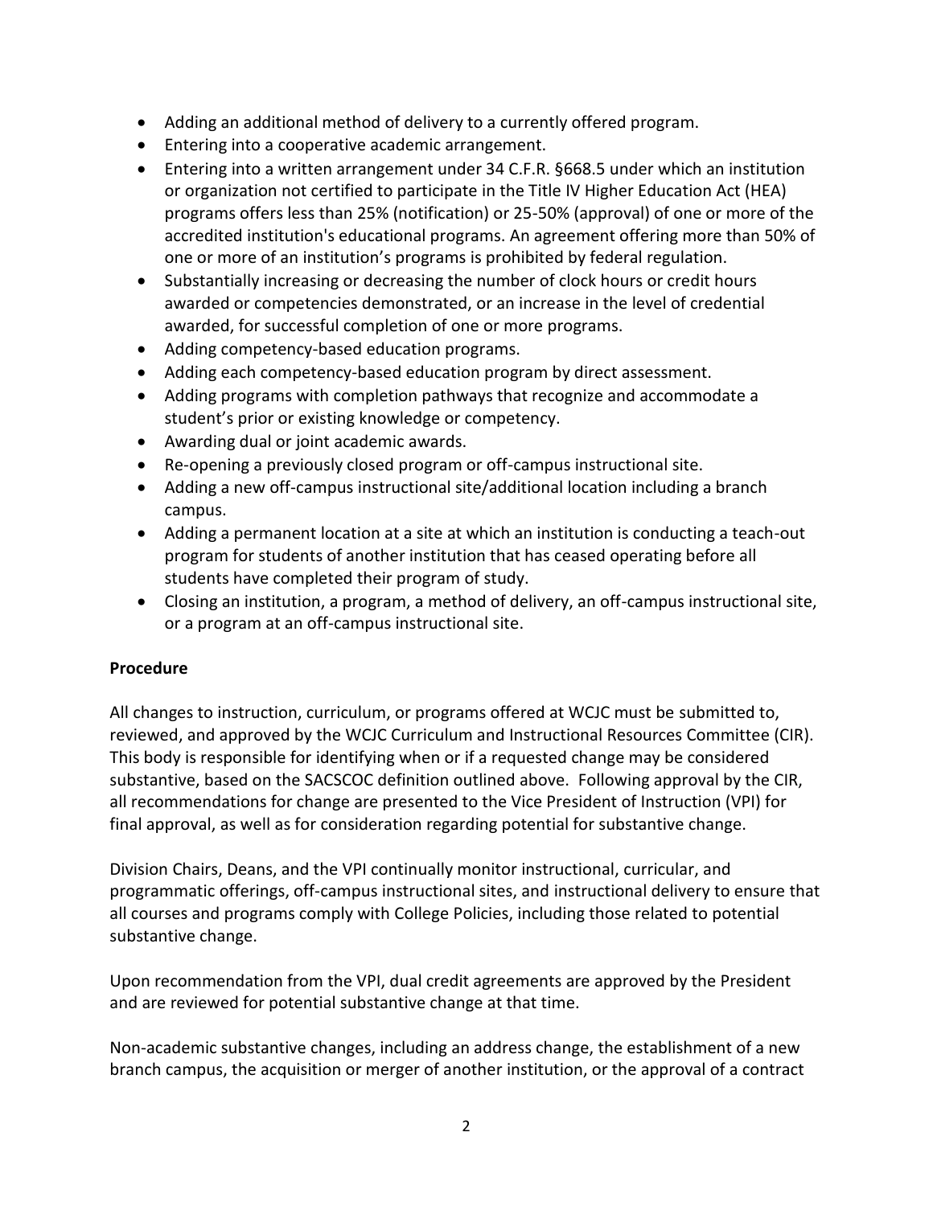- Adding an additional method of delivery to a currently offered program.
- Entering into a cooperative academic arrangement.
- Entering into a written arrangement under 34 C.F.R. §668.5 under which an institution or organization not certified to participate in the Title IV Higher Education Act (HEA) programs offers less than 25% (notification) or 25-50% (approval) of one or more of the accredited institution's educational programs. An agreement offering more than 50% of one or more of an institution's programs is prohibited by federal regulation.
- Substantially increasing or decreasing the number of clock hours or credit hours awarded or competencies demonstrated, or an increase in the level of credential awarded, for successful completion of one or more programs.
- Adding competency-based education programs.
- Adding each competency-based education program by direct assessment.
- Adding programs with completion pathways that recognize and accommodate a student's prior or existing knowledge or competency.
- Awarding dual or joint academic awards.
- Re-opening a previously closed program or off-campus instructional site.
- Adding a new off-campus instructional site/additional location including a branch campus.
- Adding a permanent location at a site at which an institution is conducting a teach-out program for students of another institution that has ceased operating before all students have completed their program of study.
- Closing an institution, a program, a method of delivery, an off-campus instructional site, or a program at an off-campus instructional site.

**Procedure**

All changes to instruction, curriculum, or programs offered at WCJC must be submitted to, reviewed, and approved by the WCJC Curriculum and Instructional Resources Committee (CIR). This body is responsible for identifying when or if a requested change may be considered substantive, based on the SACSCOC definition outlined above. Following approval by the CIR, all recommendations for change are presented to the Vice President of Instruction (VPI) for final approval, as well as for consideration regarding potential for substantive change.

Division Chairs, Deans, and the VPI continually monitor instructional, curricular, and programmatic offerings, off-campus instructional sites, and instructional delivery to ensure that all courses and programs comply with College Policies, including those related to potential substantive change.

Upon recommendation from the VPI, dual credit agreements are approved by the President and are reviewed for potential substantive change at that time.

Non-academic substantive changes, including an address change, the establishment of a new branch campus, the acquisition or merger of another institution, or the approval of a contract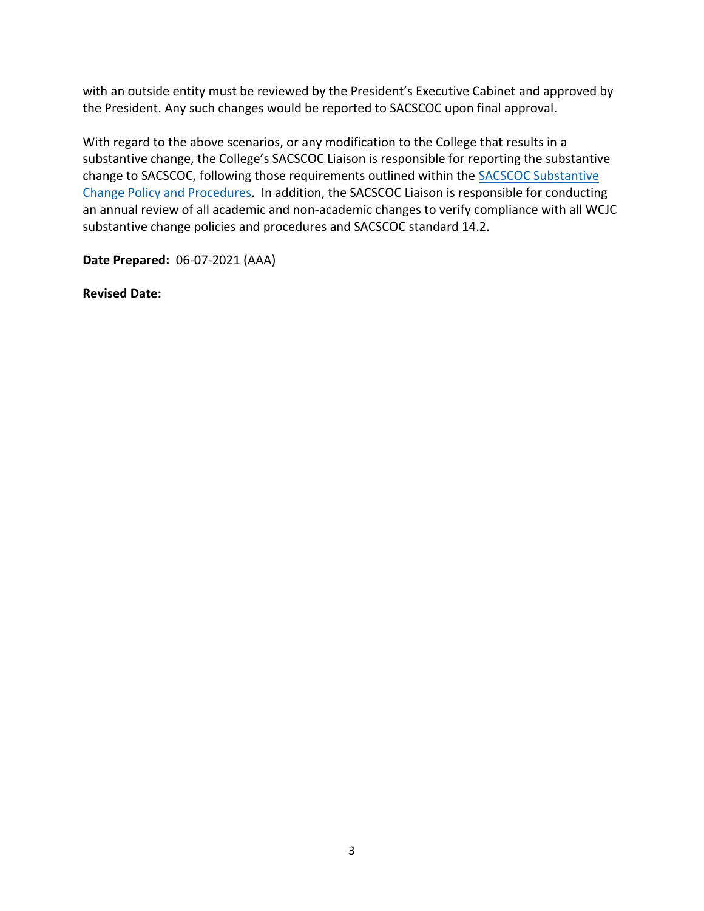with an outside entity must be reviewed by the President's Executive Cabinet and approved by the President. Any such changes would be reported to SACSCOC upon final approval.

With regard to the above scenarios, or any modification to the College that results in a substantive change, the College's SACSCOC Liaison is responsible for reporting the substantive change to SACSCOC, following those requirements outlined within the SACSCOC Substantive Change Policy and Procedures. In addition, the SACSCOC Liaison is responsible for conducting an annual review of all academic and non-academic changes to verify compliance with all WCJC substantive change policies and procedures and SACSCOC standard 14.2.

**Date Prepared:** 06-07-2021 (AAA)

**Revised Date:**